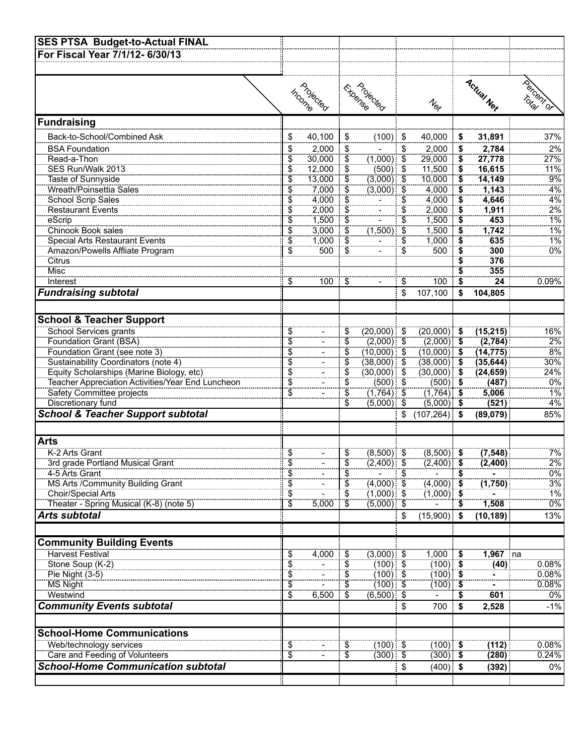| SES PTSA Budget-to-Actual FINAL | | | | | |
|---|---|---|---|---|---|
| For Fiscal Year 7/1/12- 6/30/13 | | | | | |
| | Projected Income | Projected Expense | Net | Actual Net | Percent of Total |
| **Fundraising** | | | | | |
| Back-to-School/Combined Ask | $ 40,100 | $ (100) | $ 40,000 | **$ 31,891** | 37% |
| BSA Foundation | $ 2,000 | $ - | $ 2,000 | **$ 2,784** | 2% |
| Read-a-Thon | $ 30,000 | $ (1,000) | $ 29,000 | **$ 27,778** | 27% |
| SES Run/Walk 2013 | $ 12,000 | $ (500) | $ 11,500 | **$ 16,615** | 11% |
| Taste of Sunnyside | $ 13,000 | $ (3,000) | $ 10,000 | **$ 14,149** | 9% |
| Wreath/Poinsettia Sales | $ 7,000 | $ (3,000) | $ 4,000 | **$ 1,143** | 4% |
| School Scrip Sales | $ 4,000 | $ - | $ 4,000 | **$ 4,646** | 4% |
| Restaurant Events | $ 2,000 | $ - | $ 2,000 | **$ 1,911** | 2% |
| eScrip | $ 1,500 | $ - | $ 1,500 | **$ 453** | 1% |
| Chinook Book sales | $ 3,000 | $ (1,500) | $ 1,500 | **$ 1,742** | 1% |
| Special Arts Restaurant Events | $ 1,000 | $ - | $ 1,000 | **$ 635** | 1% |
| Amazon/Powells Affliate Program | $ 500 | $ - | $ 500 | **$ 300** | 0% |
| Citrus | | | | **$ 376** | |
| Misc | | | | **$ 355** | |
| Interest | $ 100 | $ - | $ 100 | **$ 24** | 0.09% |
| ***Fundraising subtotal*** | | | $ 107,100 | **$ 104,805** | |
| | | | | | |
| **School & Teacher Support** | | | | | |
| School Services grants | $ - | $ (20,000) | $ (20,000) | **$ (15,215)** | 16% |
| Foundation Grant (BSA) | $ - | $ (2,000) | $ (2,000) | **$ (2,784)** | 2% |
| Foundation Grant (see note 3) | $ - | $ (10,000) | $ (10,000) | **$ (14,775)** | 8% |
| Sustainability Coordinators (note 4) | $ - | $ (38,000) | $ (38,000) | **$ (35,644)** | 30% |
| Equity Scholarships (Marine Biology, etc) | $ - | $ (30,000) | $ (30,000) | **$ (24,659)** | 24% |
| Teacher Appreciation Activities/Year End Luncheon | $ - | $ (500) | $ (500) | **$ (487)** | 0% |
| Safety Committee projects | $ - | $ (1,764) | $ (1,764) | **$ 5,006** | 1% |
| Discretionary fund | | $ (5,000) | $ (5,000) | **$ (521)** | 4% |
| ***School & Teacher Support subtotal*** | | | $ (107,264) | **$ (89,079)** | 85% |
| | | | | | |
| **Arts** | | | | | |
| K-2 Arts Grant | $ - | $ (8,500) | $ (8,500) | **$ (7,548)** | 7% |
| 3rd grade Portland Musical Grant | $ - | $ (2,400) | $ (2,400) | **$ (2,400)** | 2% |
| 4-5 Arts Grant | $ - | $ - | $ - | **$ -** | 0% |
| MS Arts /Community Building Grant | $ - | $ (4,000) | $ (4,000) | **$ (1,750)** | 3% |
| Choir/Special Arts | $ - | $ (1,000) | $ (1,000) | **$ -** | 1% |
| Theater - Spring Musical (K-8) (note 5) | $ 5,000 | $ (5,000) | $ - | **$ 1,508** | 0% |
| ***Arts subtotal*** | | | $ (15,900) | **$ (10,189)** | 13% |
| | | | | | |
| **Community Building Events** | | | | | |
| Harvest Festival | $ 4,000 | $ (3,000) | $ 1,000 | **$ 1,967** | na |
| Stone Soup (K-2) | $ - | $ (100) | $ (100) | **$ (40)** | 0.08% |
| Pie Night (3-5) | $ - | $ (100) | $ (100) | **$ -** | 0.08% |
| MS Night | $ - | $ (100) | $ (100) | **$ -** | 0.08% |
| Westwind | $ 6,500 | $ (6,500) | $ - | **$ 601** | 0% |
| ***Community Events subtotal*** | | | $ 700 | **$ 2,528** | -1% |
| | | | | | |
| **School-Home Communications** | | | | | |
| Web/technology services | $ - | $ (100) | $ (100) | **$ (112)** | 0.08% |
| Care and Feeding of Volunteers | $ - | $ (300) | $ (300) | **$ (280)** | 0.24% |
| ***School-Home Communication subtotal*** | | | $ (400) | **$ (392)** | 0% |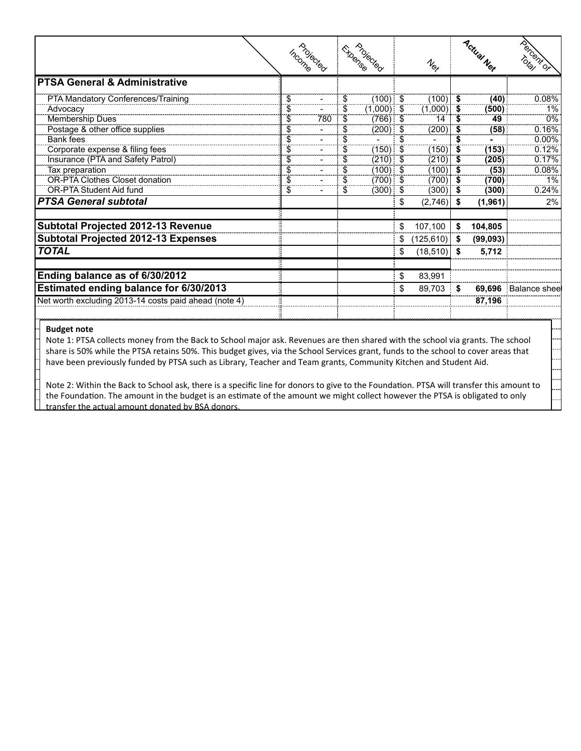| | Projected Income | Projected Expense | Net | Actual Net | Percent of Total |
|---|---|---|---|---|---|
| **PTSA General & Administrative** | | | | | |
| PTA Mandatory Conferences/Training | $ - | $ (100) | $ (100) | **$ (40)** | 0.08% |
| Advocacy | $ - | $ (1,000) | $ (1,000) | **$ (500)** | 1% |
| Membership Dues | $ 780 | $ (766) | $ 14 | **$ 49** | 0% |
| Postage & other office supplies | $ - | $ (200) | $ (200) | **$ (58)** | 0.16% |
| Bank fees | $ - | $ - | $ - | **$ -** | 0.00% |
| Corporate expense & filing fees | $ - | $ (150) | $ (150) | **$ (153)** | 0.12% |
| Insurance (PTA and Safety Patrol) | $ - | $ (210) | $ (210) | **$ (205)** | 0.17% |
| Tax preparation | $ - | $ (100) | $ (100) | **$ (53)** | 0.08% |
| OR-PTA Clothes Closet donation | $ - | $ (700) | $ (700) | **$ (700)** | 1% |
| OR-PTA Student Aid fund | $ - | $ (300) | $ (300) | **$ (300)** | 0.24% |
| ***PTSA General subtotal*** | | | $ (2,746) | **$ (1,961)** | 2% |
| | | | | | |
| **Subtotal Projected 2012-13 Revenue** | | | $ 107,100 | **$ 104,805** | |
| **Subtotal Projected 2012-13 Expenses** | | | $ (125,610) | **$ (99,093)** | |
| ***TOTAL*** | | | $ (18,510) | **$ 5,712** | |
| | | | | | |
| **Ending balance as of 6/30/2012** | | | $ 83,991 | | |
| **Estimated ending balance for 6/30/2013** | | | $ 89,703 | **$ 69,696** | Balance shee |
| Net worth excluding 2013-14 costs paid ahead (note 4) | | | | **87,196** | |

**Budget note**

Note 1: PTSA collects money from the Back to School major ask. Revenues are then shared with the school via grants. The school share is 50% while the PTSA retains 50%. This budget gives, via the School Services grant, funds to the school to cover areas that have been previously funded by PTSA such as Library, Teacher and Team grants, Community Kitchen and Student Aid.

Note 2: Within the Back to School ask, there is a specific line for donors to give to the Foundation. PTSA will transfer this amount to the Foundation. The amount in the budget is an estimate of the amount we might collect however the PTSA is obligated to only transfer the actual amount donated by BSA donors.